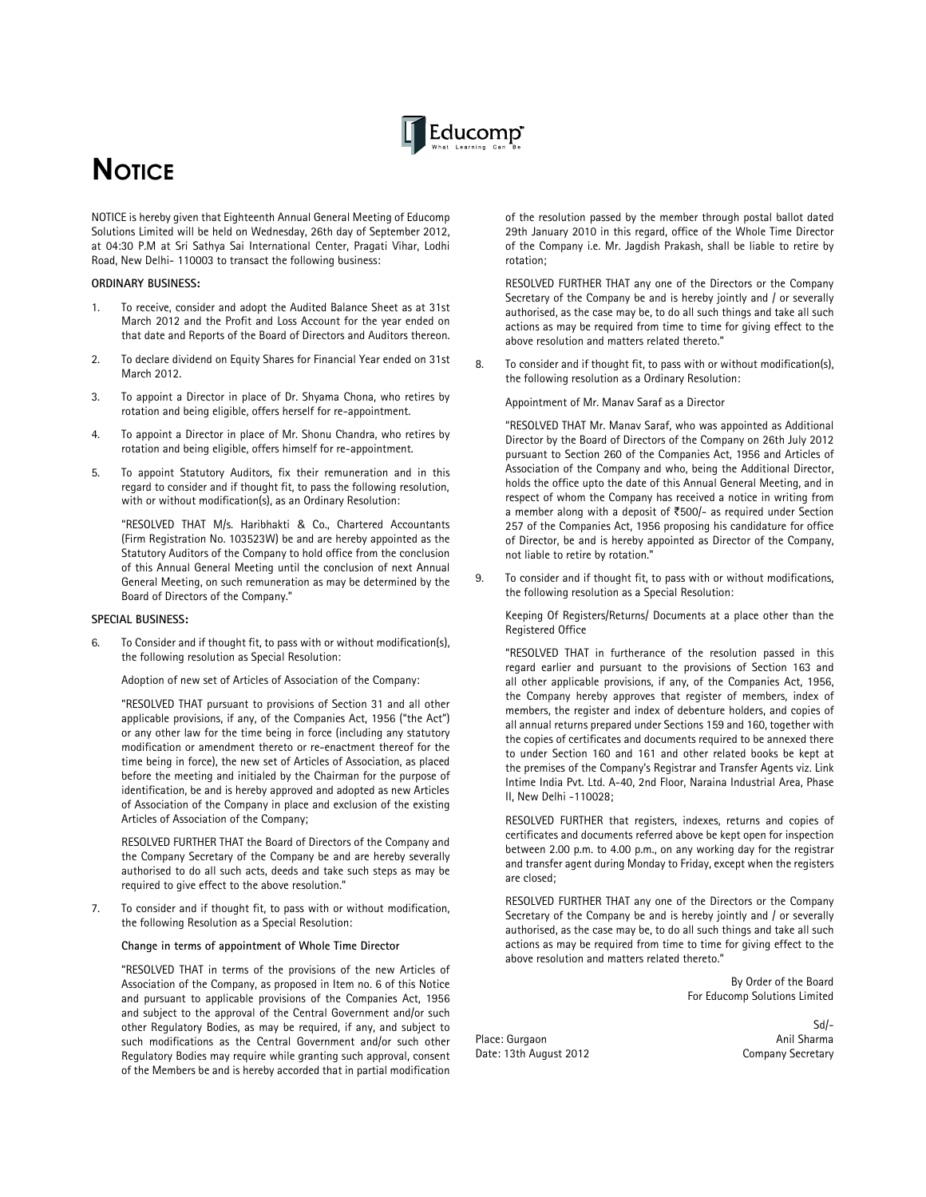# NOTICE

NOTICE is hereby given that Eighteenth Annual General Meeting of Educomp Solutions Limited will be held on Wednesday, 26th day of September 2012, at 04:30 P.M at Sri Sathya Sai International Center, Pragati Vihar, Lodhi Road, New Delhi- 110003 to transact the following business:

**ORDINARY BUSINESS:**

1. To receive, consider and adopt the Audited Balance Sheet as at 31st March 2012 and the Profit and Loss Account for the year ended on that date and Reports of the Board of Directors and Auditors thereon.

2. To declare dividend on Equity Shares for Financial Year ended on 31st March 2012.

3. To appoint a Director in place of Dr. Shyama Chona, who retires by rotation and being eligible, offers herself for re-appointment.

4. To appoint a Director in place of Mr. Shonu Chandra, who retires by rotation and being eligible, offers himself for re-appointment.

5. To appoint Statutory Auditors, fix their remuneration and in this regard to consider and if thought fit, to pass the following resolution, with or without modification(s), as an Ordinary Resolution:

   "RESOLVED THAT M/s. Haribhakti & Co., Chartered Accountants (Firm Registration No. 103523W) be and are hereby appointed as the Statutory Auditors of the Company to hold office from the conclusion of this Annual General Meeting until the conclusion of next Annual General Meeting, on such remuneration as may be determined by the Board of Directors of the Company."

**SPECIAL BUSINESS:**

6. To Consider and if thought fit, to pass with or without modification(s), the following resolution as Special Resolution:

   Adoption of new set of Articles of Association of the Company:

   "RESOLVED THAT pursuant to provisions of Section 31 and all other applicable provisions, if any, of the Companies Act, 1956 ("the Act") or any other law for the time being in force (including any statutory modification or amendment thereto or re-enactment thereof for the time being in force), the new set of Articles of Association, as placed before the meeting and initialed by the Chairman for the purpose of identification, be and is hereby approved and adopted as new Articles of Association of the Company in place and exclusion of the existing Articles of Association of the Company;

   RESOLVED FURTHER THAT the Board of Directors of the Company and the Company Secretary of the Company be and are hereby severally authorised to do all such acts, deeds and take such steps as may be required to give effect to the above resolution."

7. To consider and if thought fit, to pass with or without modification, the following Resolution as a Special Resolution:

   **Change in terms of appointment of Whole Time Director**

   "RESOLVED THAT in terms of the provisions of the new Articles of Association of the Company, as proposed in Item no. 6 of this Notice and pursuant to applicable provisions of the Companies Act, 1956 and subject to the approval of the Central Government and/or such other Regulatory Bodies, as may be required, if any, and subject to such modifications as the Central Government and/or such other Regulatory Bodies may require while granting such approval, consent of the Members be and is hereby accorded that in partial modification of the resolution passed by the member through postal ballot dated 29th January 2010 in this regard, office of the Whole Time Director of the Company i.e. Mr. Jagdish Prakash, shall be liable to retire by rotation;

   RESOLVED FURTHER THAT any one of the Directors or the Company Secretary of the Company be and is hereby jointly and / or severally authorised, as the case may be, to do all such things and take all such actions as may be required from time to time for giving effect to the above resolution and matters related thereto."

8. To consider and if thought fit, to pass with or without modification(s), the following resolution as a Ordinary Resolution:

   Appointment of Mr. Manav Saraf as a Director

   "RESOLVED THAT Mr. Manav Saraf, who was appointed as Additional Director by the Board of Directors of the Company on 26th July 2012 pursuant to Section 260 of the Companies Act, 1956 and Articles of Association of the Company and who, being the Additional Director, holds the office upto the date of this Annual General Meeting, and in respect of whom the Company has received a notice in writing from a member along with a deposit of ₹500/- as required under Section 257 of the Companies Act, 1956 proposing his candidature for office of Director, be and is hereby appointed as Director of the Company, not liable to retire by rotation."

9. To consider and if thought fit, to pass with or without modifications, the following resolution as a Special Resolution:

   Keeping Of Registers/Returns/ Documents at a place other than the Registered Office

   "RESOLVED THAT in furtherance of the resolution passed in this regard earlier and pursuant to the provisions of Section 163 and all other applicable provisions, if any, of the Companies Act, 1956, the Company hereby approves that register of members, index of members, the register and index of debenture holders, and copies of all annual returns prepared under Sections 159 and 160, together with the copies of certificates and documents required to be annexed there to under Section 160 and 161 and other related books be kept at the premises of the Company's Registrar and Transfer Agents viz. Link Intime India Pvt. Ltd. A-40, 2nd Floor, Naraina Industrial Area, Phase II, New Delhi -110028;

   RESOLVED FURTHER that registers, indexes, returns and copies of certificates and documents referred above be kept open for inspection between 2.00 p.m. to 4.00 p.m., on any working day for the registrar and transfer agent during Monday to Friday, except when the registers are closed;

   RESOLVED FURTHER THAT any one of the Directors or the Company Secretary of the Company be and is hereby jointly and / or severally authorised, as the case may be, to do all such things and take all such actions as may be required from time to time for giving effect to the above resolution and matters related thereto."

By Order of the Board
For Educomp Solutions Limited

Sd/-
Anil Sharma
Company Secretary

Place: Gurgaon
Date: 13th August 2012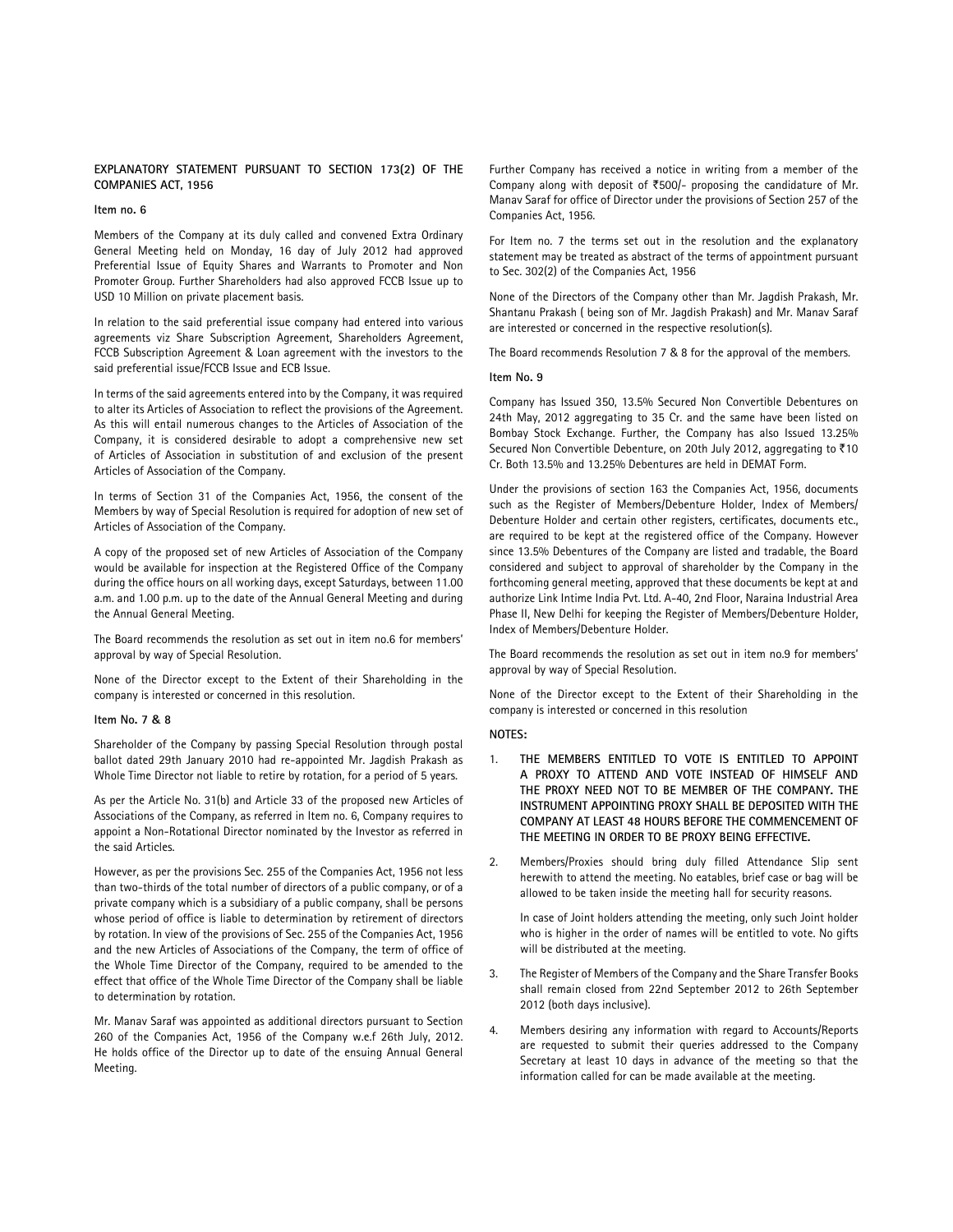**EXPLANATORY STATEMENT PURSUANT TO SECTION 173(2) OF THE COMPANIES ACT, 1956**

**Item no. 6**

Members of the Company at its duly called and convened Extra Ordinary General Meeting held on Monday, 16 day of July 2012 had approved Preferential Issue of Equity Shares and Warrants to Promoter and Non Promoter Group. Further Shareholders had also approved FCCB Issue up to USD 10 Million on private placement basis.

In relation to the said preferential issue company had entered into various agreements viz Share Subscription Agreement, Shareholders Agreement, FCCB Subscription Agreement & Loan agreement with the investors to the said preferential issue/FCCB Issue and ECB Issue.

In terms of the said agreements entered into by the Company, it was required to alter its Articles of Association to reflect the provisions of the Agreement. As this will entail numerous changes to the Articles of Association of the Company, it is considered desirable to adopt a comprehensive new set of Articles of Association in substitution of and exclusion of the present Articles of Association of the Company.

In terms of Section 31 of the Companies Act, 1956, the consent of the Members by way of Special Resolution is required for adoption of new set of Articles of Association of the Company.

A copy of the proposed set of new Articles of Association of the Company would be available for inspection at the Registered Office of the Company during the office hours on all working days, except Saturdays, between 11.00 a.m. and 1.00 p.m. up to the date of the Annual General Meeting and during the Annual General Meeting.

The Board recommends the resolution as set out in item no.6 for members' approval by way of Special Resolution.

None of the Director except to the Extent of their Shareholding in the company is interested or concerned in this resolution.

**Item No. 7 & 8**

Shareholder of the Company by passing Special Resolution through postal ballot dated 29th January 2010 had re-appointed Mr. Jagdish Prakash as Whole Time Director not liable to retire by rotation, for a period of 5 years.

As per the Article No. 31(b) and Article 33 of the proposed new Articles of Associations of the Company, as referred in Item no. 6, Company requires to appoint a Non-Rotational Director nominated by the Investor as referred in the said Articles.

However, as per the provisions Sec. 255 of the Companies Act, 1956 not less than two-thirds of the total number of directors of a public company, or of a private company which is a subsidiary of a public company, shall be persons whose period of office is liable to determination by retirement of directors by rotation. In view of the provisions of Sec. 255 of the Companies Act, 1956 and the new Articles of Associations of the Company, the term of office of the Whole Time Director of the Company, required to be amended to the effect that office of the Whole Time Director of the Company shall be liable to determination by rotation.

Mr. Manav Saraf was appointed as additional directors pursuant to Section 260 of the Companies Act, 1956 of the Company w.e.f 26th July, 2012. He holds office of the Director up to date of the ensuing Annual General Meeting.

Further Company has received a notice in writing from a member of the Company along with deposit of ₹500/- proposing the candidature of Mr. Manav Saraf for office of Director under the provisions of Section 257 of the Companies Act, 1956.

For Item no. 7 the terms set out in the resolution and the explanatory statement may be treated as abstract of the terms of appointment pursuant to Sec. 302(2) of the Companies Act, 1956

None of the Directors of the Company other than Mr. Jagdish Prakash, Mr. Shantanu Prakash ( being son of Mr. Jagdish Prakash) and Mr. Manav Saraf are interested or concerned in the respective resolution(s).

The Board recommends Resolution 7 & 8 for the approval of the members.

**Item No. 9**

Company has Issued 350, 13.5% Secured Non Convertible Debentures on 24th May, 2012 aggregating to 35 Cr. and the same have been listed on Bombay Stock Exchange. Further, the Company has also Issued 13.25% Secured Non Convertible Debenture, on 20th July 2012, aggregating to ₹10 Cr. Both 13.5% and 13.25% Debentures are held in DEMAT Form.

Under the provisions of section 163 the Companies Act, 1956, documents such as the Register of Members/Debenture Holder, Index of Members/ Debenture Holder and certain other registers, certificates, documents etc., are required to be kept at the registered office of the Company. However since 13.5% Debentures of the Company are listed and tradable, the Board considered and subject to approval of shareholder by the Company in the forthcoming general meeting, approved that these documents be kept at and authorize Link Intime India Pvt. Ltd. A-40, 2nd Floor, Naraina Industrial Area Phase II, New Delhi for keeping the Register of Members/Debenture Holder, Index of Members/Debenture Holder.

The Board recommends the resolution as set out in item no.9 for members' approval by way of Special Resolution.

None of the Director except to the Extent of their Shareholding in the company is interested or concerned in this resolution

**NOTES:**

1. **THE MEMBERS ENTITLED TO VOTE IS ENTITLED TO APPOINT A PROXY TO ATTEND AND VOTE INSTEAD OF HIMSELF AND THE PROXY NEED NOT TO BE MEMBER OF THE COMPANY. THE INSTRUMENT APPOINTING PROXY SHALL BE DEPOSITED WITH THE COMPANY AT LEAST 48 HOURS BEFORE THE COMMENCEMENT OF THE MEETING IN ORDER TO BE PROXY BEING EFFECTIVE.**

2. Members/Proxies should bring duly filled Attendance Slip sent herewith to attend the meeting. No eatables, brief case or bag will be allowed to be taken inside the meeting hall for security reasons.

   In case of Joint holders attending the meeting, only such Joint holder who is higher in the order of names will be entitled to vote. No gifts will be distributed at the meeting.

3. The Register of Members of the Company and the Share Transfer Books shall remain closed from 22nd September 2012 to 26th September 2012 (both days inclusive).

4. Members desiring any information with regard to Accounts/Reports are requested to submit their queries addressed to the Company Secretary at least 10 days in advance of the meeting so that the information called for can be made available at the meeting.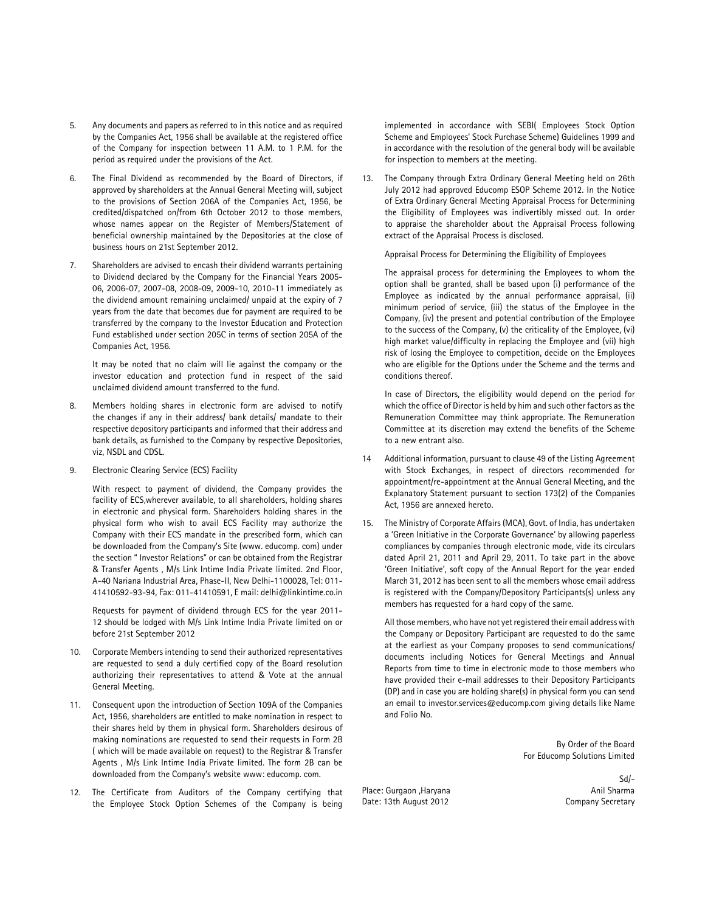5. Any documents and papers as referred to in this notice and as required by the Companies Act, 1956 shall be available at the registered office of the Company for inspection between 11 A.M. to 1 P.M. for the period as required under the provisions of the Act.

6. The Final Dividend as recommended by the Board of Directors, if approved by shareholders at the Annual General Meeting will, subject to the provisions of Section 206A of the Companies Act, 1956, be credited/dispatched on/from 6th October 2012 to those members, whose names appear on the Register of Members/Statement of beneficial ownership maintained by the Depositories at the close of business hours on 21st September 2012.

7. Shareholders are advised to encash their dividend warrants pertaining to Dividend declared by the Company for the Financial Years 2005-06, 2006-07, 2007-08, 2008-09, 2009-10, 2010-11 immediately as the dividend amount remaining unclaimed/ unpaid at the expiry of 7 years from the date that becomes due for payment are required to be transferred by the company to the Investor Education and Protection Fund established under section 205C in terms of section 205A of the Companies Act, 1956.

   It may be noted that no claim will lie against the company or the investor education and protection fund in respect of the said unclaimed dividend amount transferred to the fund.

8. Members holding shares in electronic form are advised to notify the changes if any in their address/ bank details/ mandate to their respective depository participants and informed that their address and bank details, as furnished to the Company by respective Depositories, viz, NSDL and CDSL.

9. Electronic Clearing Service (ECS) Facility

   With respect to payment of dividend, the Company provides the facility of ECS,wherever available, to all shareholders, holding shares in electronic and physical form. Shareholders holding shares in the physical form who wish to avail ECS Facility may authorize the Company with their ECS mandate in the prescribed form, which can be downloaded from the Company's Site (www. educomp. com) under the section " Investor Relations" or can be obtained from the Registrar & Transfer Agents , M/s Link Intime India Private limited. 2nd Floor, A-40 Nariana Industrial Area, Phase-II, New Delhi-1100028, Tel: 011-41410592-93-94, Fax: 011-41410591, E mail: delhi@linkintime.co.in

   Requests for payment of dividend through ECS for the year 2011-12 should be lodged with M/s Link Intime India Private limited on or before 21st September 2012

10. Corporate Members intending to send their authorized representatives are requested to send a duly certified copy of the Board resolution authorizing their representatives to attend & Vote at the annual General Meeting.

11. Consequent upon the introduction of Section 109A of the Companies Act, 1956, shareholders are entitled to make nomination in respect to their shares held by them in physical form. Shareholders desirous of making nominations are requested to send their requests in Form 2B ( which will be made available on request) to the Registrar & Transfer Agents , M/s Link Intime India Private limited. The form 2B can be downloaded from the Company's website www: educomp. com.

12. The Certificate from Auditors of the Company certifying that the Employee Stock Option Schemes of the Company is being implemented in accordance with SEBI( Employees Stock Option Scheme and Employees' Stock Purchase Scheme) Guidelines 1999 and in accordance with the resolution of the general body will be available for inspection to members at the meeting.

13. The Company through Extra Ordinary General Meeting held on 26th July 2012 had approved Educomp ESOP Scheme 2012. In the Notice of Extra Ordinary General Meeting Appraisal Process for Determining the Eligibility of Employees was indivertibly missed out. In order to appraise the shareholder about the Appraisal Process following extract of the Appraisal Process is disclosed.

    Appraisal Process for Determining the Eligibility of Employees

    The appraisal process for determining the Employees to whom the option shall be granted, shall be based upon (i) performance of the Employee as indicated by the annual performance appraisal, (ii) minimum period of service, (iii) the status of the Employee in the Company, (iv) the present and potential contribution of the Employee to the success of the Company, (v) the criticality of the Employee, (vi) high market value/difficulty in replacing the Employee and (vii) high risk of losing the Employee to competition, decide on the Employees who are eligible for the Options under the Scheme and the terms and conditions thereof.

    In case of Directors, the eligibility would depend on the period for which the office of Director is held by him and such other factors as the Remuneration Committee may think appropriate. The Remuneration Committee at its discretion may extend the benefits of the Scheme to a new entrant also.

14 Additional information, pursuant to clause 49 of the Listing Agreement with Stock Exchanges, in respect of directors recommended for appointment/re-appointment at the Annual General Meeting, and the Explanatory Statement pursuant to section 173(2) of the Companies Act, 1956 are annexed hereto.

15. The Ministry of Corporate Affairs (MCA), Govt. of India, has undertaken a 'Green Initiative in the Corporate Governance' by allowing paperless compliances by companies through electronic mode, vide its circulars dated April 21, 2011 and April 29, 2011. To take part in the above 'Green Initiative', soft copy of the Annual Report for the year ended March 31, 2012 has been sent to all the members whose email address is registered with the Company/Depository Participants(s) unless any members has requested for a hard copy of the same.

    All those members, who have not yet registered their email address with the Company or Depository Participant are requested to do the same at the earliest as your Company proposes to send communications/ documents including Notices for General Meetings and Annual Reports from time to time in electronic mode to those members who have provided their e-mail addresses to their Depository Participants (DP) and in case you are holding share(s) in physical form you can send an email to investor.services@educomp.com giving details like Name and Folio No.

By Order of the Board
For Educomp Solutions Limited

Sd/-
Anil Sharma
Company Secretary

Place: Gurgaon ,Haryana
Date: 13th August 2012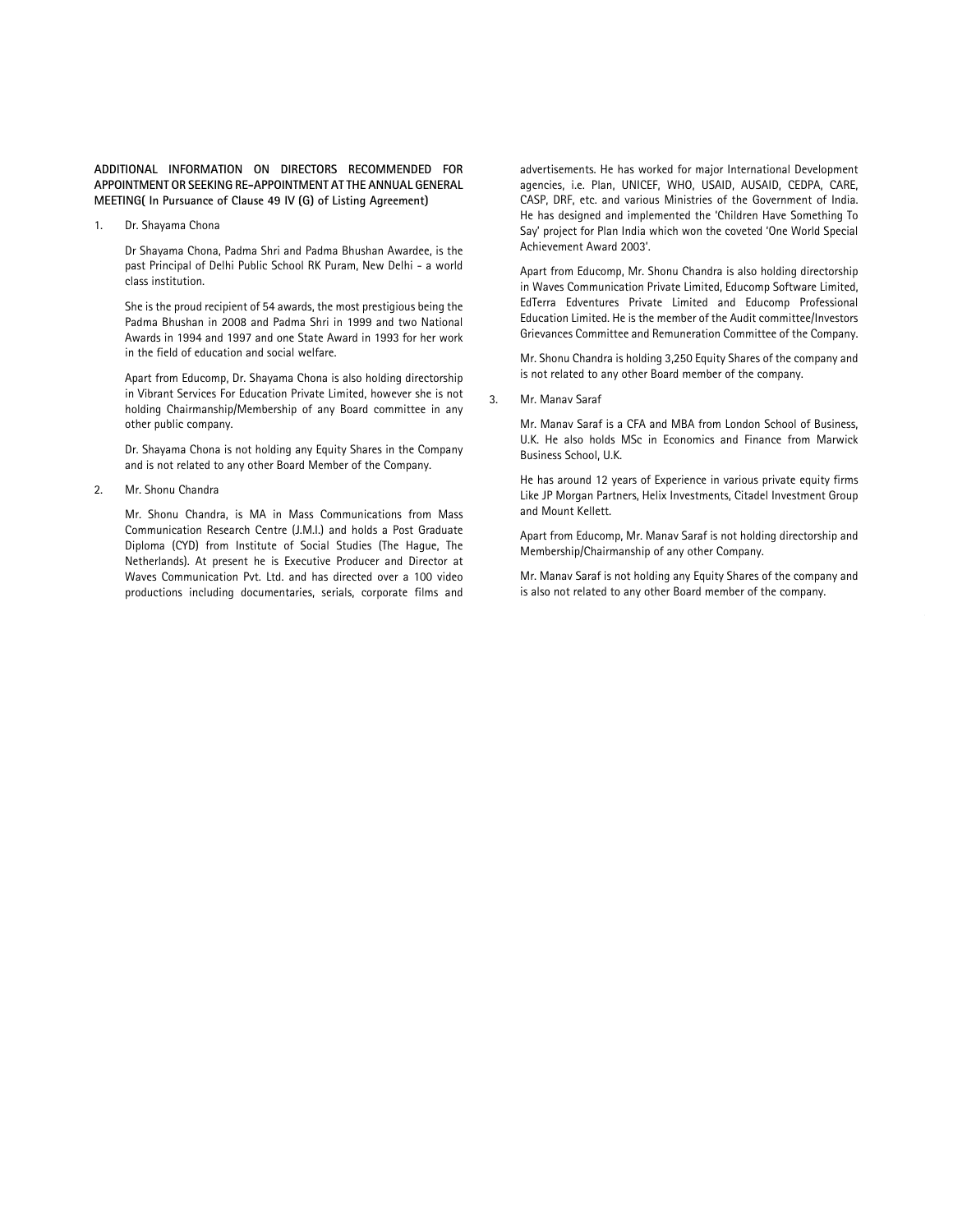**ADDITIONAL INFORMATION ON DIRECTORS RECOMMENDED FOR APPOINTMENT OR SEEKING RE-APPOINTMENT AT THE ANNUAL GENERAL MEETING( In Pursuance of Clause 49 IV (G) of Listing Agreement)**

1. Dr. Shayama Chona

   Dr Shayama Chona, Padma Shri and Padma Bhushan Awardee, is the past Principal of Delhi Public School RK Puram, New Delhi - a world class institution.

   She is the proud recipient of 54 awards, the most prestigious being the Padma Bhushan in 2008 and Padma Shri in 1999 and two National Awards in 1994 and 1997 and one State Award in 1993 for her work in the field of education and social welfare.

   Apart from Educomp, Dr. Shayama Chona is also holding directorship in Vibrant Services For Education Private Limited, however she is not holding Chairmanship/Membership of any Board committee in any other public company.

   Dr. Shayama Chona is not holding any Equity Shares in the Company and is not related to any other Board Member of the Company.

2. Mr. Shonu Chandra

   Mr. Shonu Chandra, is MA in Mass Communications from Mass Communication Research Centre (J.M.I.) and holds a Post Graduate Diploma (CYD) from Institute of Social Studies (The Hague, The Netherlands). At present he is Executive Producer and Director at Waves Communication Pvt. Ltd. and has directed over a 100 video productions including documentaries, serials, corporate films and advertisements. He has worked for major International Development agencies, i.e. Plan, UNICEF, WHO, USAID, AUSAID, CEDPA, CARE, CASP, DRF, etc. and various Ministries of the Government of India. He has designed and implemented the 'Children Have Something To Say' project for Plan India which won the coveted 'One World Special Achievement Award 2003'.

   Apart from Educomp, Mr. Shonu Chandra is also holding directorship in Waves Communication Private Limited, Educomp Software Limited, EdTerra Edventures Private Limited and Educomp Professional Education Limited. He is the member of the Audit committee/Investors Grievances Committee and Remuneration Committee of the Company.

   Mr. Shonu Chandra is holding 3,250 Equity Shares of the company and is not related to any other Board member of the company.

3. Mr. Manav Saraf

   Mr. Manav Saraf is a CFA and MBA from London School of Business, U.K. He also holds MSc in Economics and Finance from Marwick Business School, U.K.

   He has around 12 years of Experience in various private equity firms Like JP Morgan Partners, Helix Investments, Citadel Investment Group and Mount Kellett.

   Apart from Educomp, Mr. Manav Saraf is not holding directorship and Membership/Chairmanship of any other Company.

   Mr. Manav Saraf is not holding any Equity Shares of the company and is also not related to any other Board member of the company.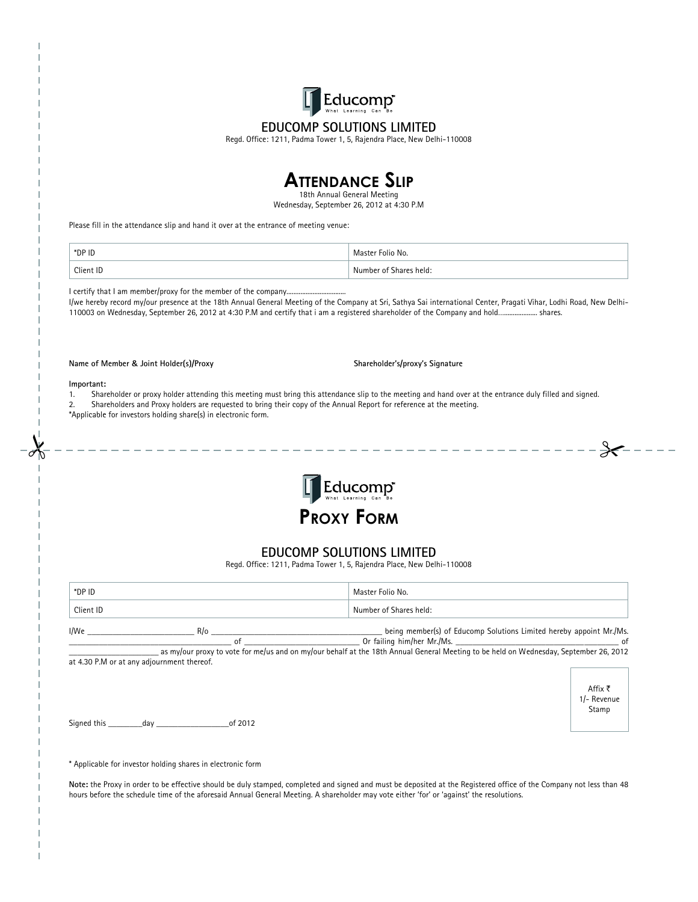Educomp
What Learning Can Be

# EDUCOMP SOLUTIONS LIMITED

Regd. Office: 1211, Padma Tower 1, 5, Rajendra Place, New Delhi-110008

## ATTENDANCE SLIP

18th Annual General Meeting
Wednesday, September 26, 2012 at 4:30 P.M

Please fill in the attendance slip and hand it over at the entrance of meeting venue:

| | |
|---|---|
| *DP ID | Master Folio No. |
| Client ID | Number of Shares held: |

I certify that I am member/proxy for the member of the company..................................

I/we hereby record my/our presence at the 18th Annual General Meeting of the Company at Sri, Sathya Sai international Center, Pragati Vihar, Lodhi Road, New Delhi-110003 on Wednesday, September 26, 2012 at 4:30 P.M and certify that i am a registered shareholder of the Company and hold...................... shares.

**Name of Member & Joint Holder(s)/Proxy** **Shareholder's/proxy's Signature**

**Important:**

1. Shareholder or proxy holder attending this meeting must bring this attendance slip to the meeting and hand over at the entrance duly filled and signed.
2. Shareholders and Proxy holders are requested to bring their copy of the Annual Report for reference at the meeting.

*Applicable for investors holding share(s) in electronic form.

---

Educomp
What Learning Can Be

## PROXY FORM

# EDUCOMP SOLUTIONS LIMITED

Regd. Office: 1211, Padma Tower 1, 5, Rajendra Place, New Delhi-110008

| | |
|---|---|
| *DP ID | Master Folio No. |
| Client ID | Number of Shares held: |

I/We ___________________________ R/o ___________________________________________ being member(s) of Educomp Solutions Limited hereby appoint Mr./Ms. __________________________________________ of _____________________________ Or failing him/her Mr./Ms. ___________________________________________ of _______________________ as my/our proxy to vote for me/us and on my/our behalf at the 18th Annual General Meeting to be held on Wednesday, September 26, 2012 at 4.30 P.M or at any adjournment thereof.

Affix ₹ 1/- Revenue Stamp

Signed this _________day ___________________of 2012

* Applicable for investor holding shares in electronic form

**Note:** the Proxy in order to be effective should be duly stamped, completed and signed and must be deposited at the Registered office of the Company not less than 48 hours before the schedule time of the aforesaid Annual General Meeting. A shareholder may vote either 'for' or 'against' the resolutions.